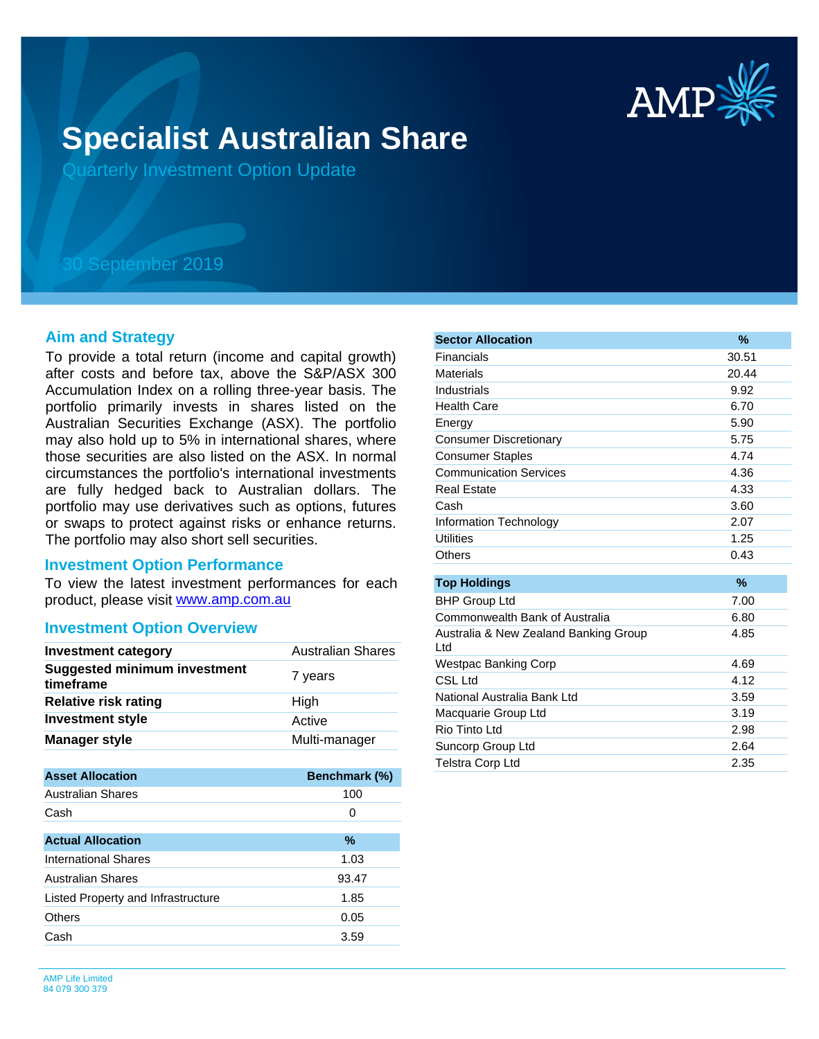# Specialist Australian Share

Quarterly Investment Option Update

30 September 2019

## Aim and Strategy

To provide a total return (income and capital growth) after costs and before tax, above the S&P/ASX 300 Accumulation Index on a rolling three-year basis. The portfolio primarily invests in shares listed on the Australian Securities Exchange (ASX). The portfolio may also hold up to 5% in international shares, where those securities are also listed on the ASX. In normal circumstances the portfolio's international investments are fully hedged back to Australian dollars. The portfolio may use derivatives such as options, futures or swaps to protect against risks or enhance returns. The portfolio may also short sell securities.

## Investment Option Performance

To view the latest investment performances for each product, please visit [www.amp.com.au](http://www.amp.com.au)

## Investment Option Overview

| | |
|---|---|
| **Investment category** | Australian Shares |
| **Suggested minimum investment timeframe** | 7 years |
| **Relative risk rating** | High |
| **Investment style** | Active |
| **Manager style** | Multi-manager |

| Asset Allocation | Benchmark (%) |
|---|---|
| Australian Shares | 100 |
| Cash | 0 |

| Actual Allocation | % |
|---|---|
| International Shares | 1.03 |
| Australian Shares | 93.47 |
| Listed Property and Infrastructure | 1.85 |
| Others | 0.05 |
| Cash | 3.59 |

| Sector Allocation | % |
|---|---|
| Financials | 30.51 |
| Materials | 20.44 |
| Industrials | 9.92 |
| Health Care | 6.70 |
| Energy | 5.90 |
| Consumer Discretionary | 5.75 |
| Consumer Staples | 4.74 |
| Communication Services | 4.36 |
| Real Estate | 4.33 |
| Cash | 3.60 |
| Information Technology | 2.07 |
| Utilities | 1.25 |
| Others | 0.43 |

| Top Holdings | % |
|---|---|
| BHP Group Ltd | 7.00 |
| Commonwealth Bank of Australia | 6.80 |
| Australia & New Zealand Banking Group Ltd | 4.85 |
| Westpac Banking Corp | 4.69 |
| CSL Ltd | 4.12 |
| National Australia Bank Ltd | 3.59 |
| Macquarie Group Ltd | 3.19 |
| Rio Tinto Ltd | 2.98 |
| Suncorp Group Ltd | 2.64 |
| Telstra Corp Ltd | 2.35 |

AMP Life Limited
84 079 300 379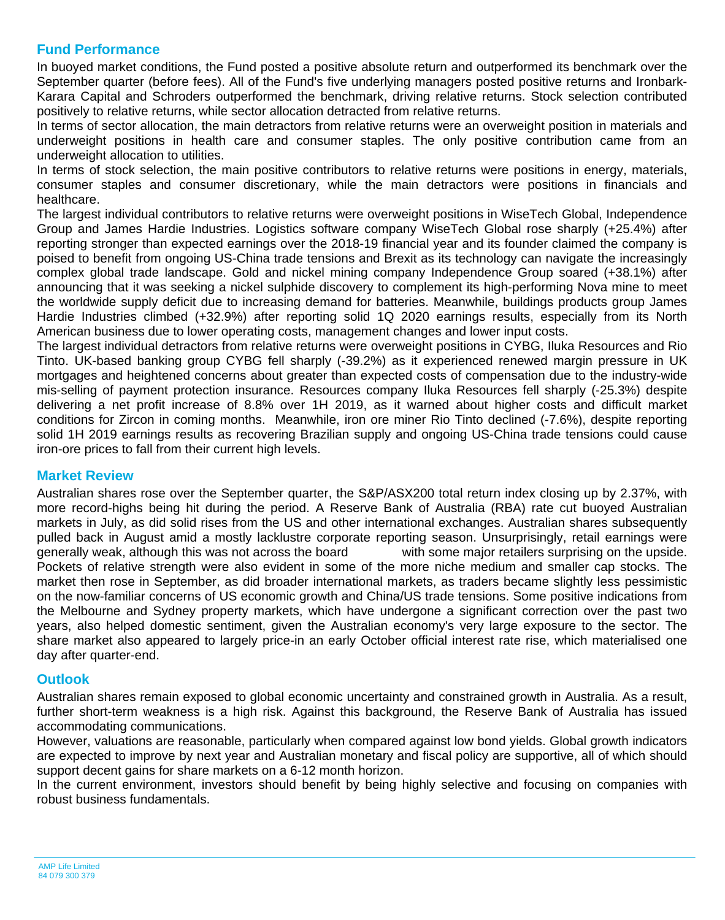## Fund Performance

In buoyed market conditions, the Fund posted a positive absolute return and outperformed its benchmark over the September quarter (before fees). All of the Fund's five underlying managers posted positive returns and Ironbark-Karara Capital and Schroders outperformed the benchmark, driving relative returns. Stock selection contributed positively to relative returns, while sector allocation detracted from relative returns.

In terms of sector allocation, the main detractors from relative returns were an overweight position in materials and underweight positions in health care and consumer staples. The only positive contribution came from an underweight allocation to utilities.

In terms of stock selection, the main positive contributors to relative returns were positions in energy, materials, consumer staples and consumer discretionary, while the main detractors were positions in financials and healthcare.

The largest individual contributors to relative returns were overweight positions in WiseTech Global, Independence Group and James Hardie Industries. Logistics software company WiseTech Global rose sharply (+25.4%) after reporting stronger than expected earnings over the 2018-19 financial year and its founder claimed the company is poised to benefit from ongoing US-China trade tensions and Brexit as its technology can navigate the increasingly complex global trade landscape. Gold and nickel mining company Independence Group soared (+38.1%) after announcing that it was seeking a nickel sulphide discovery to complement its high-performing Nova mine to meet the worldwide supply deficit due to increasing demand for batteries. Meanwhile, buildings products group James Hardie Industries climbed (+32.9%) after reporting solid 1Q 2020 earnings results, especially from its North American business due to lower operating costs, management changes and lower input costs.

The largest individual detractors from relative returns were overweight positions in CYBG, Iluka Resources and Rio Tinto. UK-based banking group CYBG fell sharply (-39.2%) as it experienced renewed margin pressure in UK mortgages and heightened concerns about greater than expected costs of compensation due to the industry-wide mis-selling of payment protection insurance. Resources company Iluka Resources fell sharply (-25.3%) despite delivering a net profit increase of 8.8% over 1H 2019, as it warned about higher costs and difficult market conditions for Zircon in coming months. Meanwhile, iron ore miner Rio Tinto declined (-7.6%), despite reporting solid 1H 2019 earnings results as recovering Brazilian supply and ongoing US-China trade tensions could cause iron-ore prices to fall from their current high levels.

## Market Review

Australian shares rose over the September quarter, the S&P/ASX200 total return index closing up by 2.37%, with more record-highs being hit during the period. A Reserve Bank of Australia (RBA) rate cut buoyed Australian markets in July, as did solid rises from the US and other international exchanges. Australian shares subsequently pulled back in August amid a mostly lacklustre corporate reporting season. Unsurprisingly, retail earnings were generally weak, although this was not across the board with some major retailers surprising on the upside. Pockets of relative strength were also evident in some of the more niche medium and smaller cap stocks. The market then rose in September, as did broader international markets, as traders became slightly less pessimistic on the now-familiar concerns of US economic growth and China/US trade tensions. Some positive indications from the Melbourne and Sydney property markets, which have undergone a significant correction over the past two years, also helped domestic sentiment, given the Australian economy's very large exposure to the sector. The share market also appeared to largely price-in an early October official interest rate rise, which materialised one day after quarter-end.

## Outlook

Australian shares remain exposed to global economic uncertainty and constrained growth in Australia. As a result, further short-term weakness is a high risk. Against this background, the Reserve Bank of Australia has issued accommodating communications.

However, valuations are reasonable, particularly when compared against low bond yields. Global growth indicators are expected to improve by next year and Australian monetary and fiscal policy are supportive, all of which should support decent gains for share markets on a 6-12 month horizon.

In the current environment, investors should benefit by being highly selective and focusing on companies with robust business fundamentals.

AMP Life Limited
84 079 300 379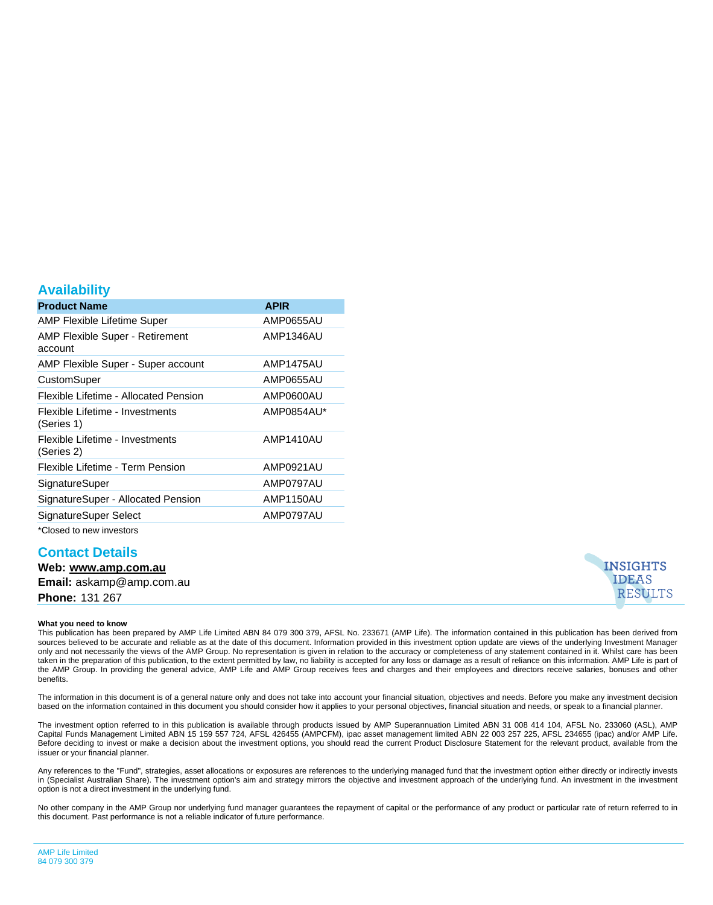## Availability

| Product Name | APIR |
|---|---|
| AMP Flexible Lifetime Super | AMP0655AU |
| AMP Flexible Super - Retirement account | AMP1346AU |
| AMP Flexible Super - Super account | AMP1475AU |
| CustomSuper | AMP0655AU |
| Flexible Lifetime - Allocated Pension | AMP0600AU |
| Flexible Lifetime - Investments (Series 1) | AMP0854AU* |
| Flexible Lifetime - Investments (Series 2) | AMP1410AU |
| Flexible Lifetime - Term Pension | AMP0921AU |
| SignatureSuper | AMP0797AU |
| SignatureSuper - Allocated Pension | AMP1150AU |
| SignatureSuper Select | AMP0797AU |

*Closed to new investors

## Contact Details

**Web:** **www.amp.com.au**
**Email:** askamp@amp.com.au
**Phone:** 131 267

INSIGHTS
IDEAS
RESULTS

**What you need to know**
This publication has been prepared by AMP Life Limited ABN 84 079 300 379, AFSL No. 233671 (AMP Life). The information contained in this publication has been derived from sources believed to be accurate and reliable as at the date of this document. Information provided in this investment option update are views of the underlying Investment Manager only and not necessarily the views of the AMP Group. No representation is given in relation to the accuracy or completeness of any statement contained in it. Whilst care has been taken in the preparation of this publication, to the extent permitted by law, no liability is accepted for any loss or damage as a result of reliance on this information. AMP Life is part of the AMP Group. In providing the general advice, AMP Life and AMP Group receives fees and charges and their employees and directors receive salaries, bonuses and other benefits.

The information in this document is of a general nature only and does not take into account your financial situation, objectives and needs. Before you make any investment decision based on the information contained in this document you should consider how it applies to your personal objectives, financial situation and needs, or speak to a financial planner.

The investment option referred to in this publication is available through products issued by AMP Superannuation Limited ABN 31 008 414 104, AFSL No. 233060 (ASL), AMP Capital Funds Management Limited ABN 15 159 557 724, AFSL 426455 (AMPCFM), ipac asset management limited ABN 22 003 257 225, AFSL 234655 (ipac) and/or AMP Life. Before deciding to invest or make a decision about the investment options, you should read the current Product Disclosure Statement for the relevant product, available from the issuer or your financial planner.

Any references to the "Fund", strategies, asset allocations or exposures are references to the underlying managed fund that the investment option either directly or indirectly invests in (Specialist Australian Share). The investment option's aim and strategy mirrors the objective and investment approach of the underlying fund. An investment in the investment option is not a direct investment in the underlying fund.

No other company in the AMP Group nor underlying fund manager guarantees the repayment of capital or the performance of any product or particular rate of return referred to in this document. Past performance is not a reliable indicator of future performance.

AMP Life Limited
84 079 300 379